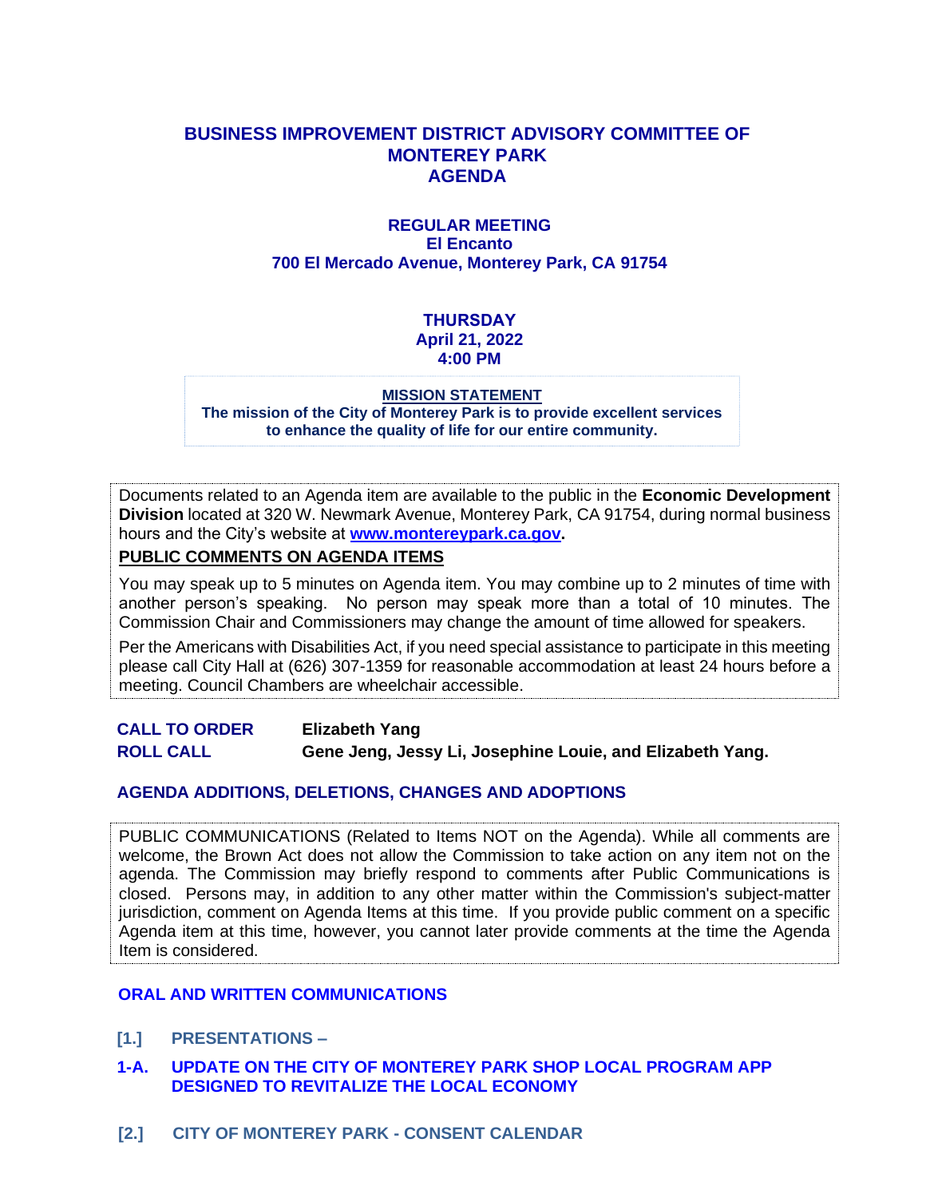# BUSINESS IMPROVEMENT DISTRICT ADVISORY COMMITTEE OF MONTEREY PARK AGENDA

## REGULAR MEETING
**El Encanto**
**700 El Mercado Avenue, Monterey Park, CA 91754**

**THURSDAY**
**April 21, 2022**
**4:00 PM**

**MISSION STATEMENT**
**The mission of the City of Monterey Park is to provide excellent services to enhance the quality of life for our entire community.**

Documents related to an Agenda item are available to the public in the **Economic Development Division** located at 320 W. Newmark Avenue, Monterey Park, CA 91754, during normal business hours and the City's website at **www.montereypark.ca.gov**.

**PUBLIC COMMENTS ON AGENDA ITEMS**

You may speak up to 5 minutes on Agenda item. You may combine up to 2 minutes of time with another person's speaking. No person may speak more than a total of 10 minutes. The Commission Chair and Commissioners may change the amount of time allowed for speakers.

Per the Americans with Disabilities Act, if you need special assistance to participate in this meeting please call City Hall at (626) 307-1359 for reasonable accommodation at least 24 hours before a meeting. Council Chambers are wheelchair accessible.

**CALL TO ORDER** Elizabeth Yang

**ROLL CALL** Gene Jeng, Jessy Li, Josephine Louie, and Elizabeth Yang.

### AGENDA ADDITIONS, DELETIONS, CHANGES AND ADOPTIONS

PUBLIC COMMUNICATIONS (Related to Items NOT on the Agenda). While all comments are welcome, the Brown Act does not allow the Commission to take action on any item not on the agenda. The Commission may briefly respond to comments after Public Communications is closed. Persons may, in addition to any other matter within the Commission's subject-matter jurisdiction, comment on Agenda Items at this time. If you provide public comment on a specific Agenda item at this time, however, you cannot later provide comments at the time the Agenda Item is considered.

### ORAL AND WRITTEN COMMUNICATIONS

### [1.] PRESENTATIONS –

**1-A. UPDATE ON THE CITY OF MONTEREY PARK SHOP LOCAL PROGRAM APP DESIGNED TO REVITALIZE THE LOCAL ECONOMY**

### [2.] CITY OF MONTEREY PARK - CONSENT CALENDAR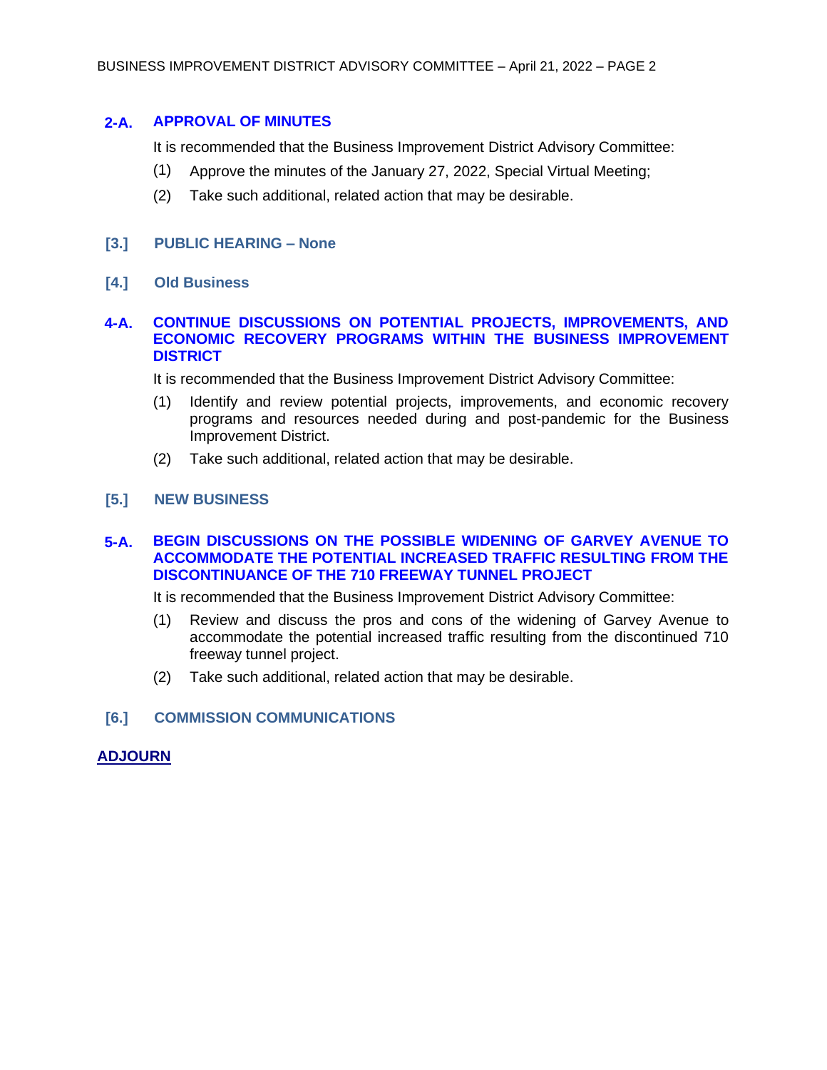## 2-A. APPROVAL OF MINUTES

It is recommended that the Business Improvement District Advisory Committee:

(1) Approve the minutes of the January 27, 2022, Special Virtual Meeting;

(2) Take such additional, related action that may be desirable.

## [3.] PUBLIC HEARING – None

## [4.] Old Business

## 4-A. CONTINUE DISCUSSIONS ON POTENTIAL PROJECTS, IMPROVEMENTS, AND ECONOMIC RECOVERY PROGRAMS WITHIN THE BUSINESS IMPROVEMENT DISTRICT

It is recommended that the Business Improvement District Advisory Committee:

(1) Identify and review potential projects, improvements, and economic recovery programs and resources needed during and post-pandemic for the Business Improvement District.

(2) Take such additional, related action that may be desirable.

## [5.] NEW BUSINESS

## 5-A. BEGIN DISCUSSIONS ON THE POSSIBLE WIDENING OF GARVEY AVENUE TO ACCOMMODATE THE POTENTIAL INCREASED TRAFFIC RESULTING FROM THE DISCONTINUANCE OF THE 710 FREEWAY TUNNEL PROJECT

It is recommended that the Business Improvement District Advisory Committee:

(1) Review and discuss the pros and cons of the widening of Garvey Avenue to accommodate the potential increased traffic resulting from the discontinued 710 freeway tunnel project.

(2) Take such additional, related action that may be desirable.

## [6.] COMMISSION COMMUNICATIONS

## ADJOURN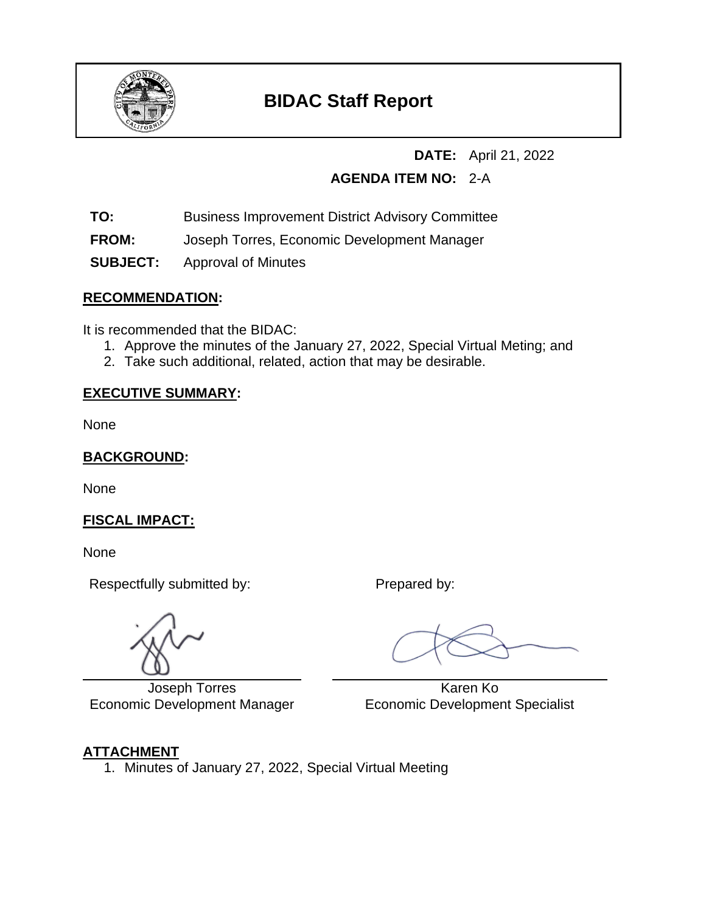# BIDAC Staff Report

**DATE:** April 21, 2022

**AGENDA ITEM NO:** 2-A

**TO:** Business Improvement District Advisory Committee

**FROM:** Joseph Torres, Economic Development Manager

**SUBJECT:** Approval of Minutes

## RECOMMENDATION:

It is recommended that the BIDAC:

1. Approve the minutes of the January 27, 2022, Special Virtual Meting; and
2. Take such additional, related, action that may be desirable.

## EXECUTIVE SUMMARY:

None

## BACKGROUND:

None

## FISCAL IMPACT:

None

Respectfully submitted by:

Joseph Torres
Economic Development Manager

Prepared by:

Karen Ko
Economic Development Specialist

## ATTACHMENT

1. Minutes of January 27, 2022, Special Virtual Meeting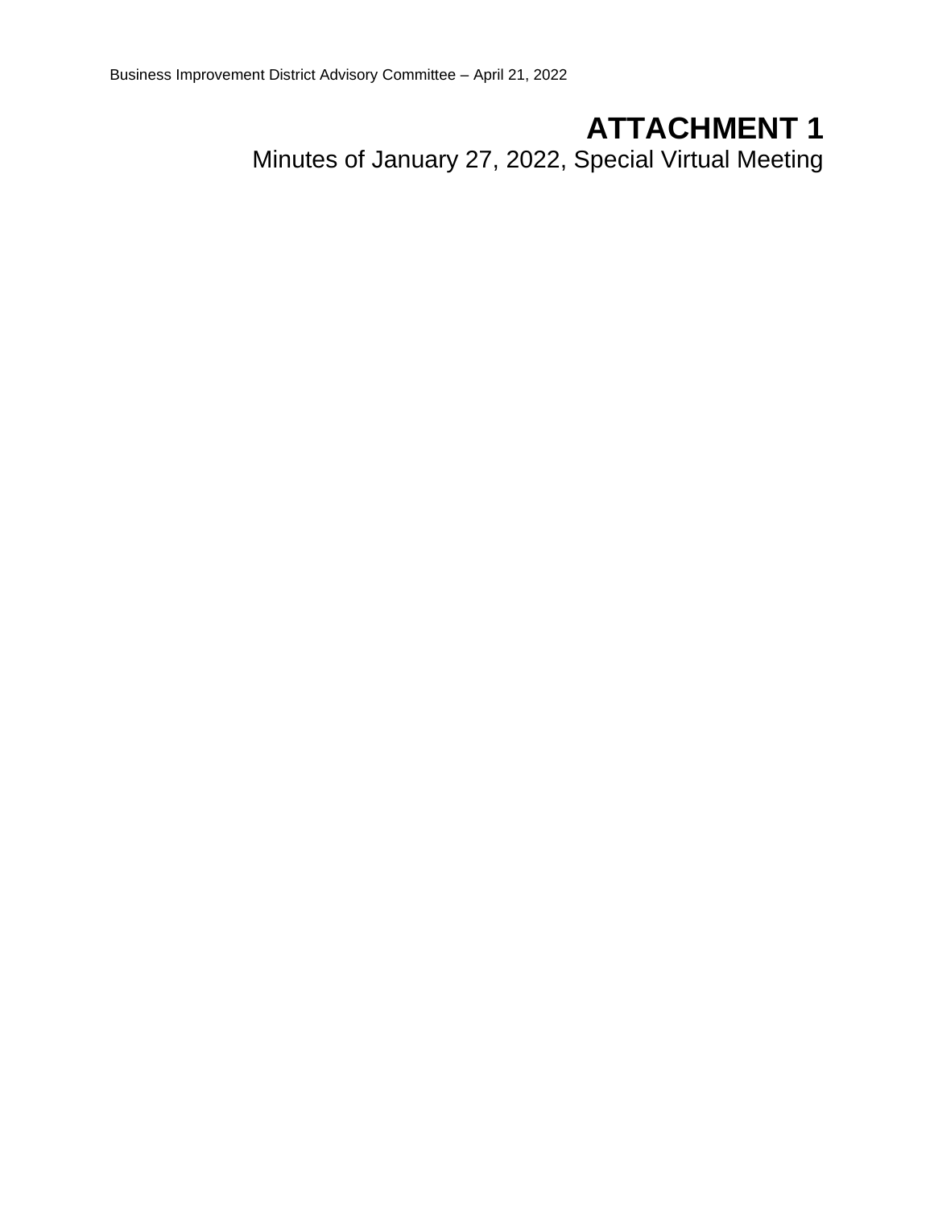# ATTACHMENT 1

Minutes of January 27, 2022, Special Virtual Meeting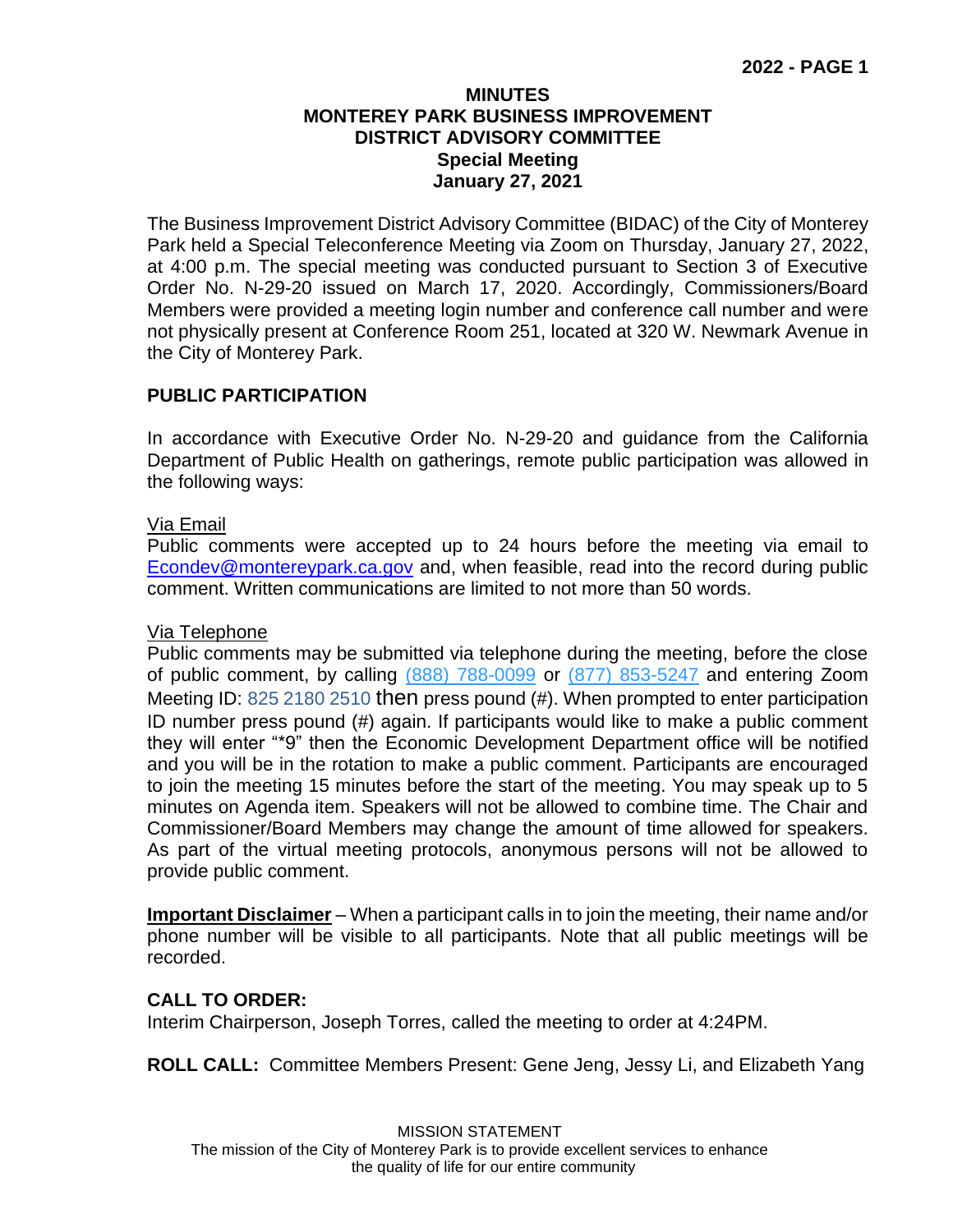**MINUTES**
**MONTEREY PARK BUSINESS IMPROVEMENT DISTRICT ADVISORY COMMITTEE**
**Special Meeting**
**January 27, 2021**

The Business Improvement District Advisory Committee (BIDAC) of the City of Monterey Park held a Special Teleconference Meeting via Zoom on Thursday, January 27, 2022, at 4:00 p.m. The special meeting was conducted pursuant to Section 3 of Executive Order No. N-29-20 issued on March 17, 2020. Accordingly, Commissioners/Board Members were provided a meeting login number and conference call number and were not physically present at Conference Room 251, located at 320 W. Newmark Avenue in the City of Monterey Park.

## PUBLIC PARTICIPATION

In accordance with Executive Order No. N-29-20 and guidance from the California Department of Public Health on gatherings, remote public participation was allowed in the following ways:

Via Email
Public comments were accepted up to 24 hours before the meeting via email to Econdev@montereypark.ca.gov and, when feasible, read into the record during public comment. Written communications are limited to not more than 50 words.

Via Telephone
Public comments may be submitted via telephone during the meeting, before the close of public comment, by calling (888) 788-0099 or (877) 853-5247 and entering Zoom Meeting ID: 825 2180 2510 then press pound (#). When prompted to enter participation ID number press pound (#) again. If participants would like to make a public comment they will enter "*9" then the Economic Development Department office will be notified and you will be in the rotation to make a public comment. Participants are encouraged to join the meeting 15 minutes before the start of the meeting. You may speak up to 5 minutes on Agenda item. Speakers will not be allowed to combine time. The Chair and Commissioner/Board Members may change the amount of time allowed for speakers. As part of the virtual meeting protocols, anonymous persons will not be allowed to provide public comment.

**Important Disclaimer** – When a participant calls in to join the meeting, their name and/or phone number will be visible to all participants. Note that all public meetings will be recorded.

**CALL TO ORDER:**
Interim Chairperson, Joseph Torres, called the meeting to order at 4:24PM.

**ROLL CALL:** Committee Members Present: Gene Jeng, Jessy Li, and Elizabeth Yang

MISSION STATEMENT
The mission of the City of Monterey Park is to provide excellent services to enhance the quality of life for our entire community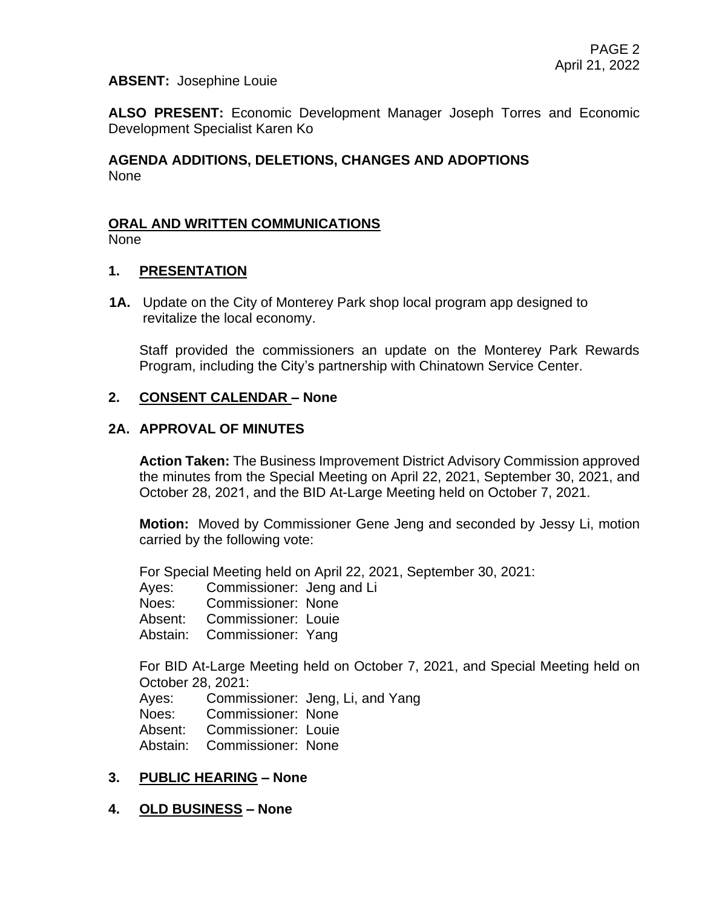**ABSENT:** Josephine Louie

**ALSO PRESENT:** Economic Development Manager Joseph Torres and Economic Development Specialist Karen Ko

**AGENDA ADDITIONS, DELETIONS, CHANGES AND ADOPTIONS**
None

**ORAL AND WRITTEN COMMUNICATIONS**
None

## 1. PRESENTATION

**1A.** Update on the City of Monterey Park shop local program app designed to revitalize the local economy.

Staff provided the commissioners an update on the Monterey Park Rewards Program, including the City's partnership with Chinatown Service Center.

## 2. CONSENT CALENDAR – None

## 2A. APPROVAL OF MINUTES

**Action Taken:** The Business Improvement District Advisory Commission approved the minutes from the Special Meeting on April 22, 2021, September 30, 2021, and October 28, 2021, and the BID At-Large Meeting held on October 7, 2021.

**Motion:** Moved by Commissioner Gene Jeng and seconded by Jessy Li, motion carried by the following vote:

For Special Meeting held on April 22, 2021, September 30, 2021:
Ayes: Commissioner: Jeng and Li
Noes: Commissioner: None
Absent: Commissioner: Louie
Abstain: Commissioner: Yang

For BID At-Large Meeting held on October 7, 2021, and Special Meeting held on October 28, 2021:
Ayes: Commissioner: Jeng, Li, and Yang
Noes: Commissioner: None
Absent: Commissioner: Louie
Abstain: Commissioner: None

## 3. PUBLIC HEARING – None

## 4. OLD BUSINESS – None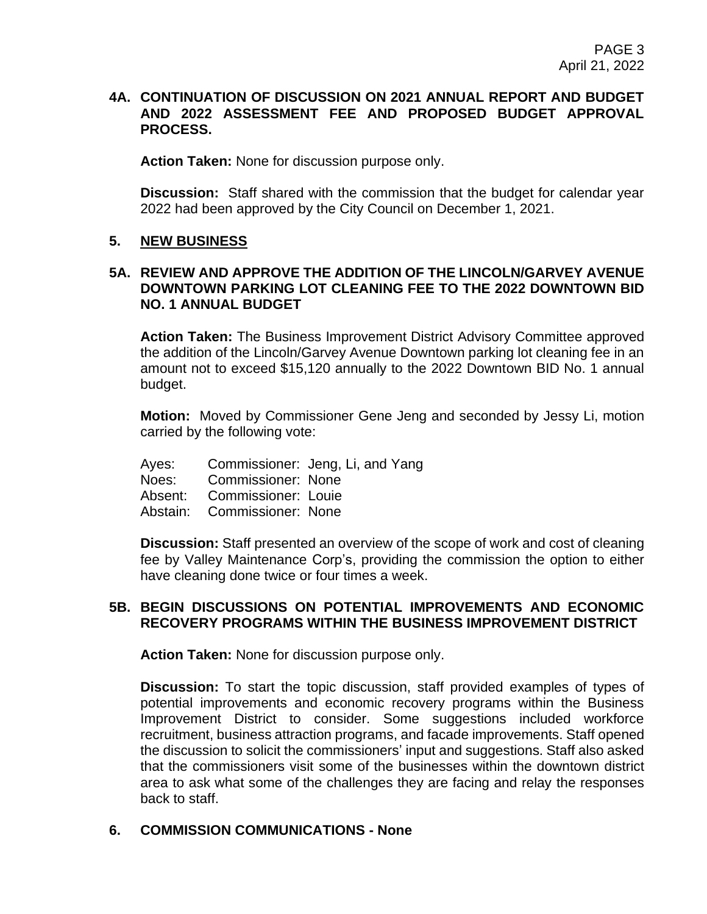**4A. CONTINUATION OF DISCUSSION ON 2021 ANNUAL REPORT AND BUDGET AND 2022 ASSESSMENT FEE AND PROPOSED BUDGET APPROVAL PROCESS.**

**Action Taken:** None for discussion purpose only.

**Discussion:** Staff shared with the commission that the budget for calendar year 2022 had been approved by the City Council on December 1, 2021.

**5. NEW BUSINESS**

**5A. REVIEW AND APPROVE THE ADDITION OF THE LINCOLN/GARVEY AVENUE DOWNTOWN PARKING LOT CLEANING FEE TO THE 2022 DOWNTOWN BID NO. 1 ANNUAL BUDGET**

**Action Taken:** The Business Improvement District Advisory Committee approved the addition of the Lincoln/Garvey Avenue Downtown parking lot cleaning fee in an amount not to exceed $15,120 annually to the 2022 Downtown BID No. 1 annual budget.

**Motion:** Moved by Commissioner Gene Jeng and seconded by Jessy Li, motion carried by the following vote:

Ayes: Commissioner: Jeng, Li, and Yang
Noes: Commissioner: None
Absent: Commissioner: Louie
Abstain: Commissioner: None

**Discussion:** Staff presented an overview of the scope of work and cost of cleaning fee by Valley Maintenance Corp's, providing the commission the option to either have cleaning done twice or four times a week.

**5B. BEGIN DISCUSSIONS ON POTENTIAL IMPROVEMENTS AND ECONOMIC RECOVERY PROGRAMS WITHIN THE BUSINESS IMPROVEMENT DISTRICT**

**Action Taken:** None for discussion purpose only.

**Discussion:** To start the topic discussion, staff provided examples of types of potential improvements and economic recovery programs within the Business Improvement District to consider. Some suggestions included workforce recruitment, business attraction programs, and facade improvements. Staff opened the discussion to solicit the commissioners' input and suggestions. Staff also asked that the commissioners visit some of the businesses within the downtown district area to ask what some of the challenges they are facing and relay the responses back to staff.

**6. COMMISSION COMMUNICATIONS - None**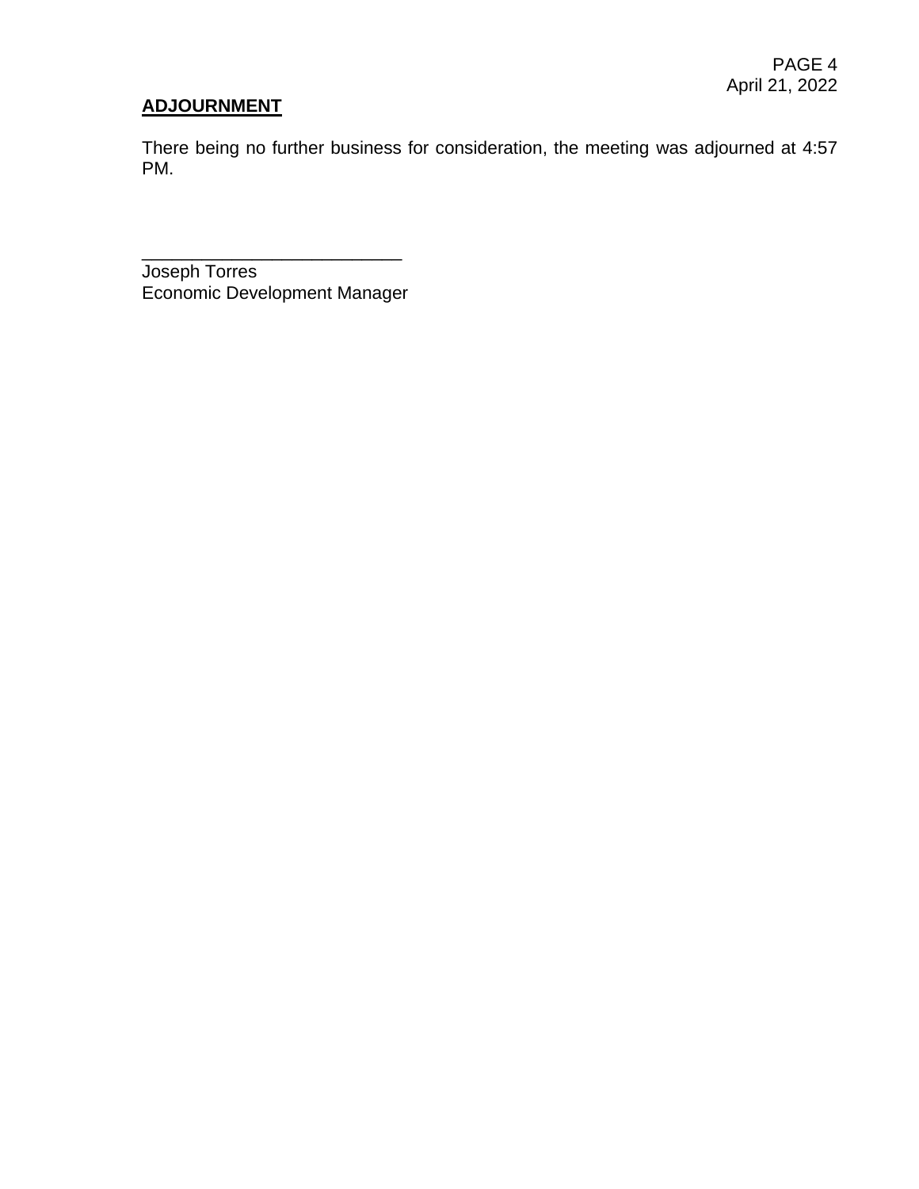**ADJOURNMENT**

There being no further business for consideration, the meeting was adjourned at 4:57 PM.

___________________________

Joseph Torres
Economic Development Manager